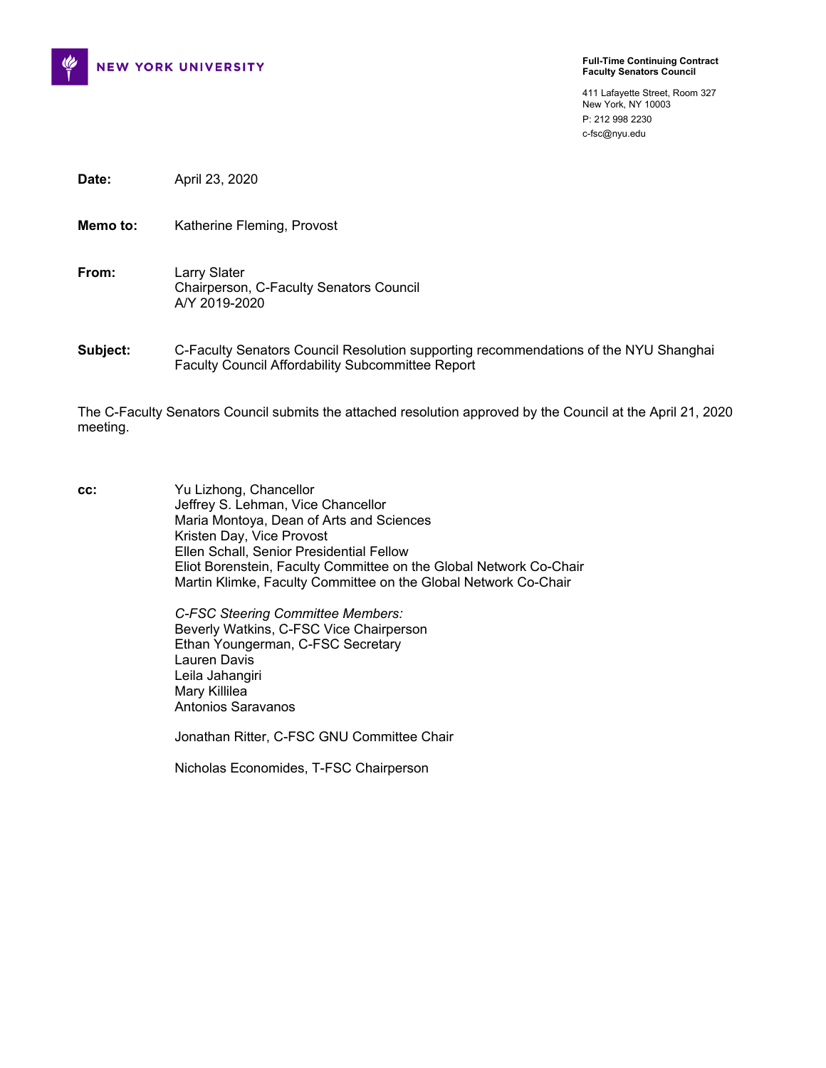NEW YORK UNIVERSITY

**Full-Time Continuing Contract Faculty Senators Council**

411 Lafayette Street, Room 327
New York, NY 10003
P: 212 998 2230
c-fsc@nyu.edu

**Date:** April 23, 2020

**Memo to:** Katherine Fleming, Provost

**From:** Larry Slater
Chairperson, C-Faculty Senators Council
A/Y 2019-2020

**Subject:** C-Faculty Senators Council Resolution supporting recommendations of the NYU Shanghai Faculty Council Affordability Subcommittee Report

The C-Faculty Senators Council submits the attached resolution approved by the Council at the April 21, 2020 meeting.

**cc:**
Yu Lizhong, Chancellor
Jeffrey S. Lehman, Vice Chancellor
Maria Montoya, Dean of Arts and Sciences
Kristen Day, Vice Provost
Ellen Schall, Senior Presidential Fellow
Eliot Borenstein, Faculty Committee on the Global Network Co-Chair
Martin Klimke, Faculty Committee on the Global Network Co-Chair

*C-FSC Steering Committee Members:*
Beverly Watkins, C-FSC Vice Chairperson
Ethan Youngerman, C-FSC Secretary
Lauren Davis
Leila Jahangiri
Mary Killilea
Antonios Saravanos

Jonathan Ritter, C-FSC GNU Committee Chair

Nicholas Economides, T-FSC Chairperson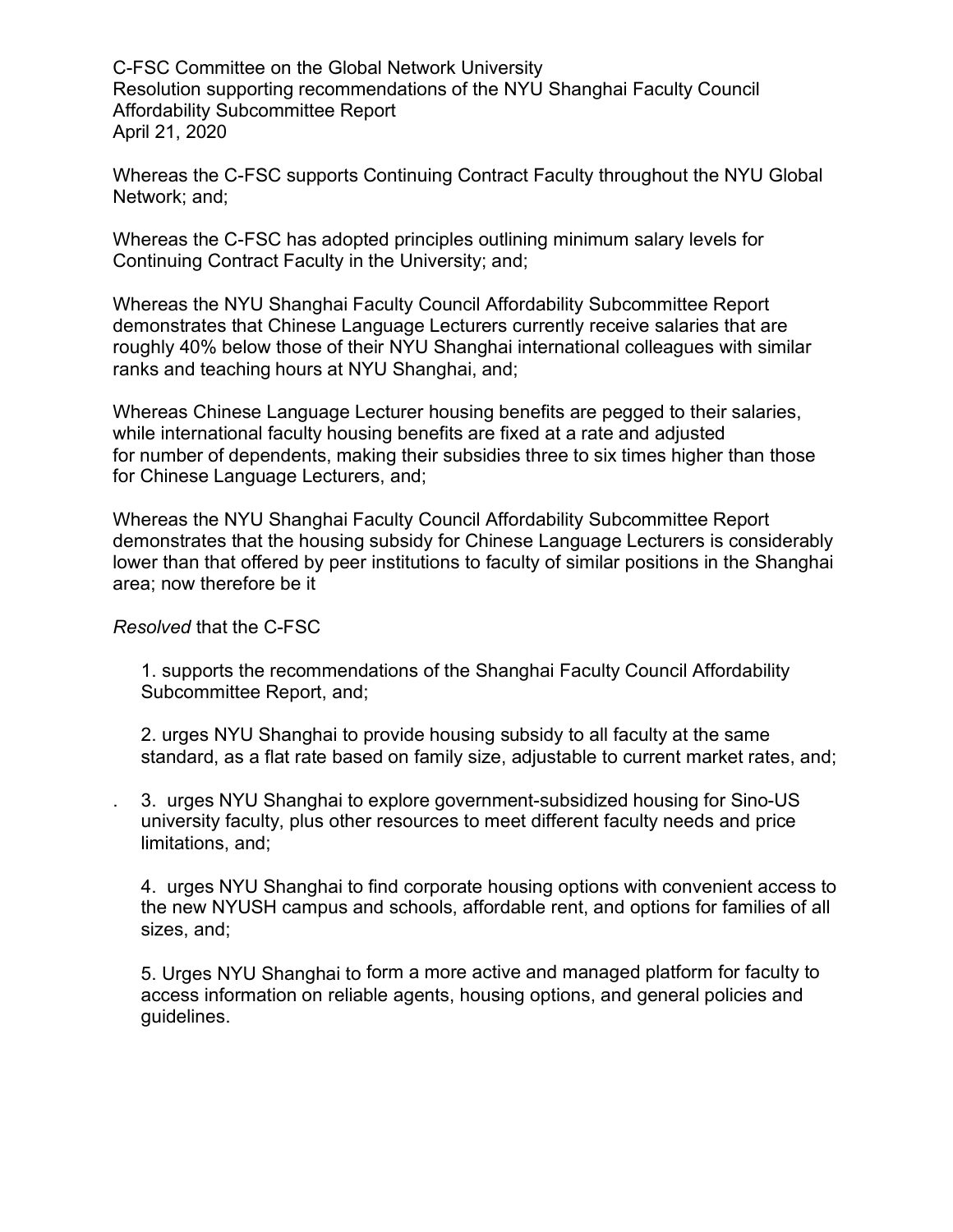C-FSC Committee on the Global Network University
Resolution supporting recommendations of the NYU Shanghai Faculty Council Affordability Subcommittee Report
April 21, 2020

Whereas the C-FSC supports Continuing Contract Faculty throughout the NYU Global Network; and;

Whereas the C-FSC has adopted principles outlining minimum salary levels for Continuing Contract Faculty in the University; and;

Whereas the NYU Shanghai Faculty Council Affordability Subcommittee Report demonstrates that Chinese Language Lecturers currently receive salaries that are roughly 40% below those of their NYU Shanghai international colleagues with similar ranks and teaching hours at NYU Shanghai, and;

Whereas Chinese Language Lecturer housing benefits are pegged to their salaries, while international faculty housing benefits are fixed at a rate and adjusted for number of dependents, making their subsidies three to six times higher than those for Chinese Language Lecturers, and;

Whereas the NYU Shanghai Faculty Council Affordability Subcommittee Report demonstrates that the housing subsidy for Chinese Language Lecturers is considerably lower than that offered by peer institutions to faculty of similar positions in the Shanghai area; now therefore be it

*Resolved* that the C-FSC

1. supports the recommendations of the Shanghai Faculty Council Affordability Subcommittee Report, and;

2. urges NYU Shanghai to provide housing subsidy to all faculty at the same standard, as a flat rate based on family size, adjustable to current market rates, and;

3. urges NYU Shanghai to explore government-subsidized housing for Sino-US university faculty, plus other resources to meet different faculty needs and price limitations, and;

4. urges NYU Shanghai to find corporate housing options with convenient access to the new NYUSH campus and schools, affordable rent, and options for families of all sizes, and;

5. Urges NYU Shanghai to form a more active and managed platform for faculty to access information on reliable agents, housing options, and general policies and guidelines.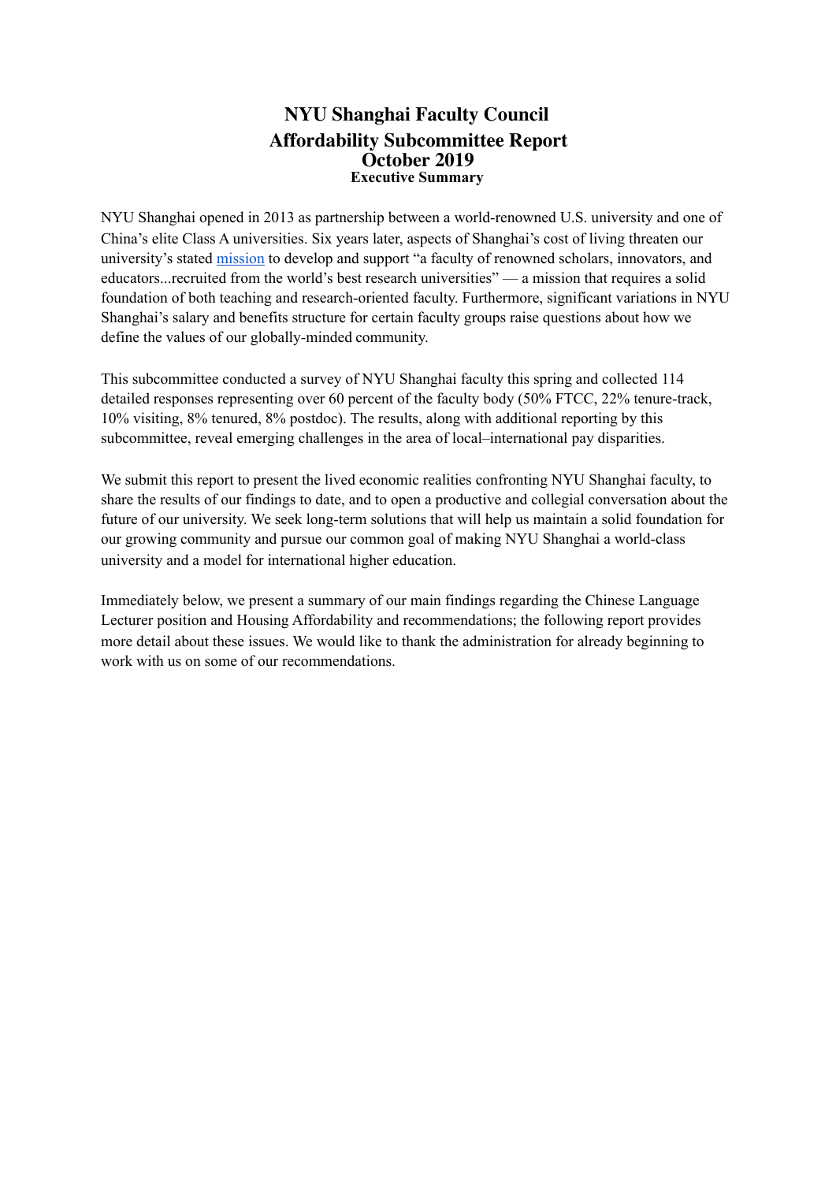# NYU Shanghai Faculty Council
# Affordability Subcommittee Report
# October 2019
### Executive Summary

NYU Shanghai opened in 2013 as partnership between a world-renowned U.S. university and one of China's elite Class A universities. Six years later, aspects of Shanghai's cost of living threaten our university's stated mission to develop and support "a faculty of renowned scholars, innovators, and educators...recruited from the world's best research universities" — a mission that requires a solid foundation of both teaching and research-oriented faculty. Furthermore, significant variations in NYU Shanghai's salary and benefits structure for certain faculty groups raise questions about how we define the values of our globally-minded community.

This subcommittee conducted a survey of NYU Shanghai faculty this spring and collected 114 detailed responses representing over 60 percent of the faculty body (50% FTCC, 22% tenure-track, 10% visiting, 8% tenured, 8% postdoc). The results, along with additional reporting by this subcommittee, reveal emerging challenges in the area of local–international pay disparities.

We submit this report to present the lived economic realities confronting NYU Shanghai faculty, to share the results of our findings to date, and to open a productive and collegial conversation about the future of our university. We seek long-term solutions that will help us maintain a solid foundation for our growing community and pursue our common goal of making NYU Shanghai a world-class university and a model for international higher education.

Immediately below, we present a summary of our main findings regarding the Chinese Language Lecturer position and Housing Affordability and recommendations; the following report provides more detail about these issues. We would like to thank the administration for already beginning to work with us on some of our recommendations.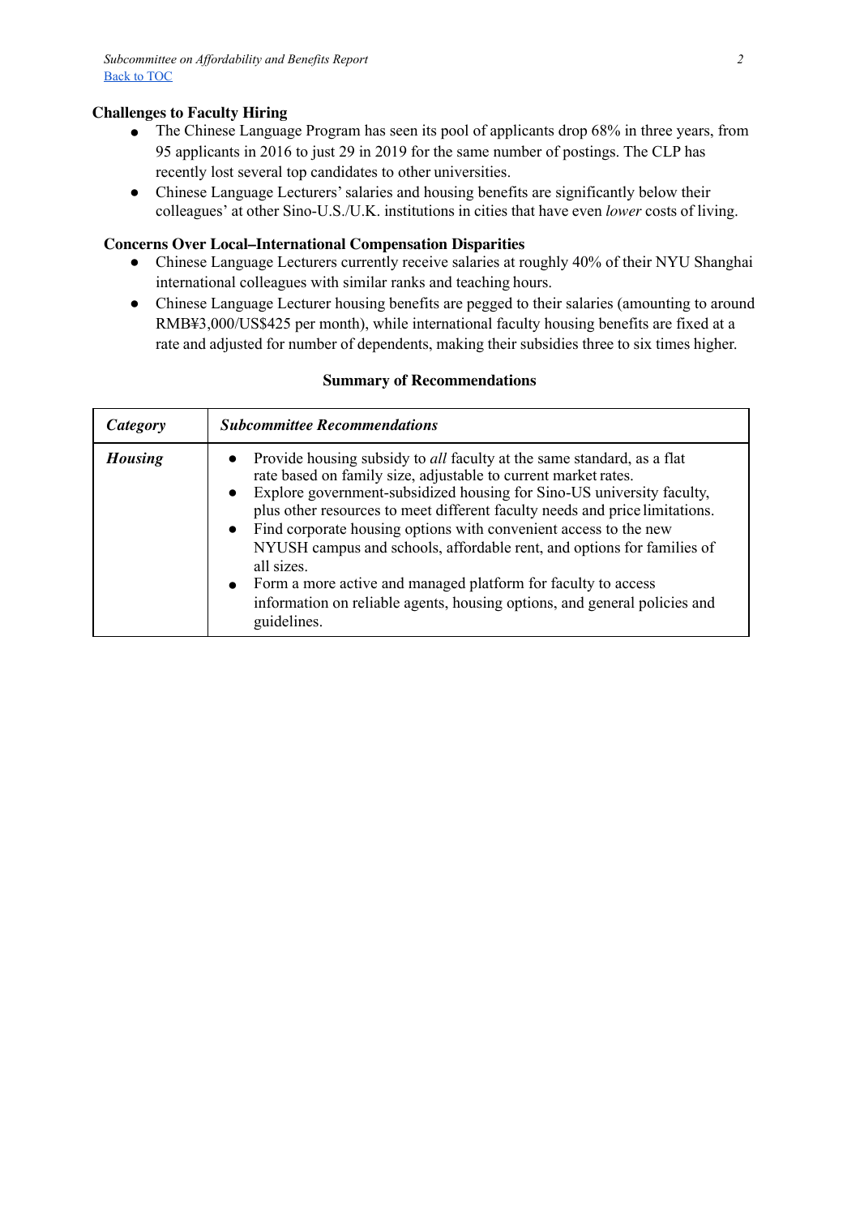**Challenges to Faculty Hiring**

- The Chinese Language Program has seen its pool of applicants drop 68% in three years, from 95 applicants in 2016 to just 29 in 2019 for the same number of postings. The CLP has recently lost several top candidates to other universities.
- Chinese Language Lecturers' salaries and housing benefits are significantly below their colleagues' at other Sino-U.S./U.K. institutions in cities that have even *lower* costs of living.

**Concerns Over Local–International Compensation Disparities**

- Chinese Language Lecturers currently receive salaries at roughly 40% of their NYU Shanghai international colleagues with similar ranks and teaching hours.
- Chinese Language Lecturer housing benefits are pegged to their salaries (amounting to around RMB¥3,000/US$425 per month), while international faculty housing benefits are fixed at a rate and adjusted for number of dependents, making their subsidies three to six times higher.

**Summary of Recommendations**

| ***Category*** | ***Subcommittee Recommendations*** |
| --- | --- |
| ***Housing*** | • Provide housing subsidy to *all* faculty at the same standard, as a flat rate based on family size, adjustable to current market rates.<br>• Explore government-subsidized housing for Sino-US university faculty, plus other resources to meet different faculty needs and price limitations.<br>• Find corporate housing options with convenient access to the new NYUSH campus and schools, affordable rent, and options for families of all sizes.<br>• Form a more active and managed platform for faculty to access information on reliable agents, housing options, and general policies and guidelines. |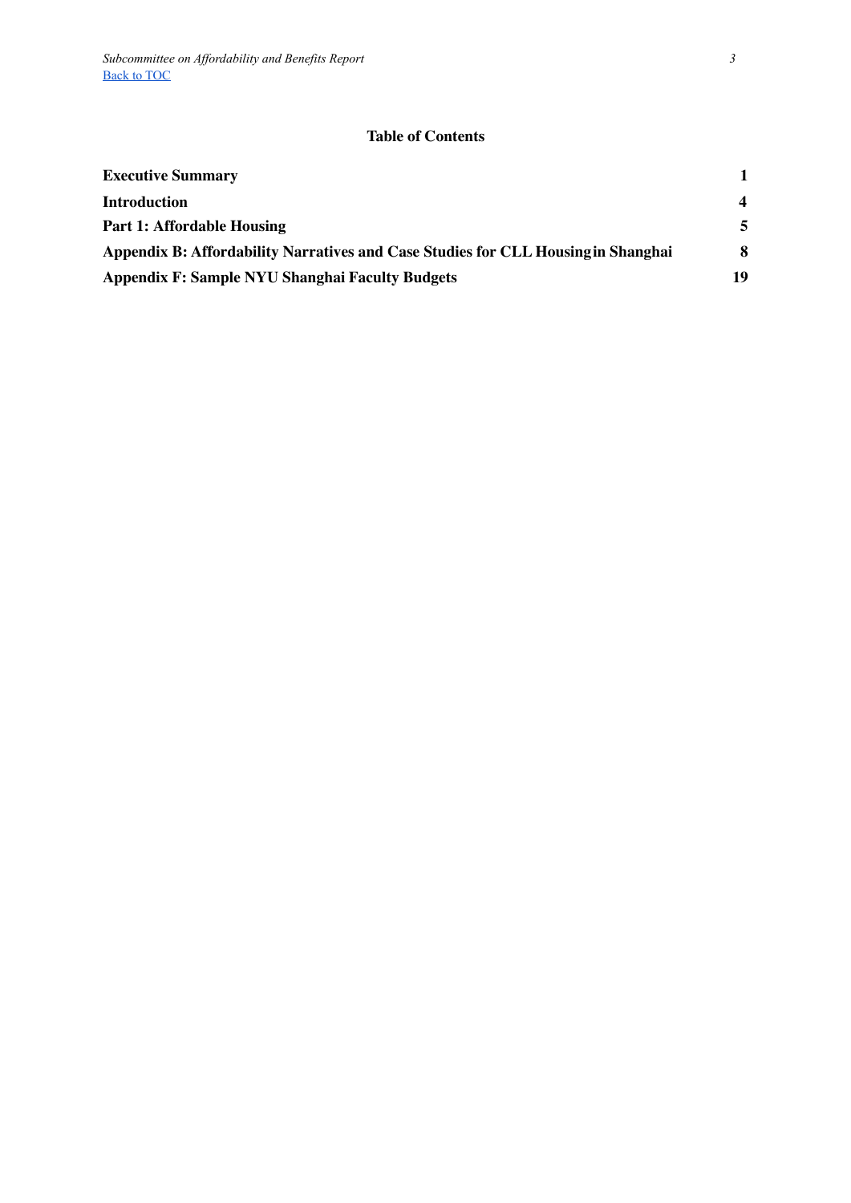## Table of Contents

| | |
|---|---|
| **Executive Summary** | **1** |
| **Introduction** | **4** |
| **Part 1: Affordable Housing** | **5** |
| **Appendix B: Affordability Narratives and Case Studies for CLL Housing in Shanghai** | **8** |
| **Appendix F: Sample NYU Shanghai Faculty Budgets** | **19** |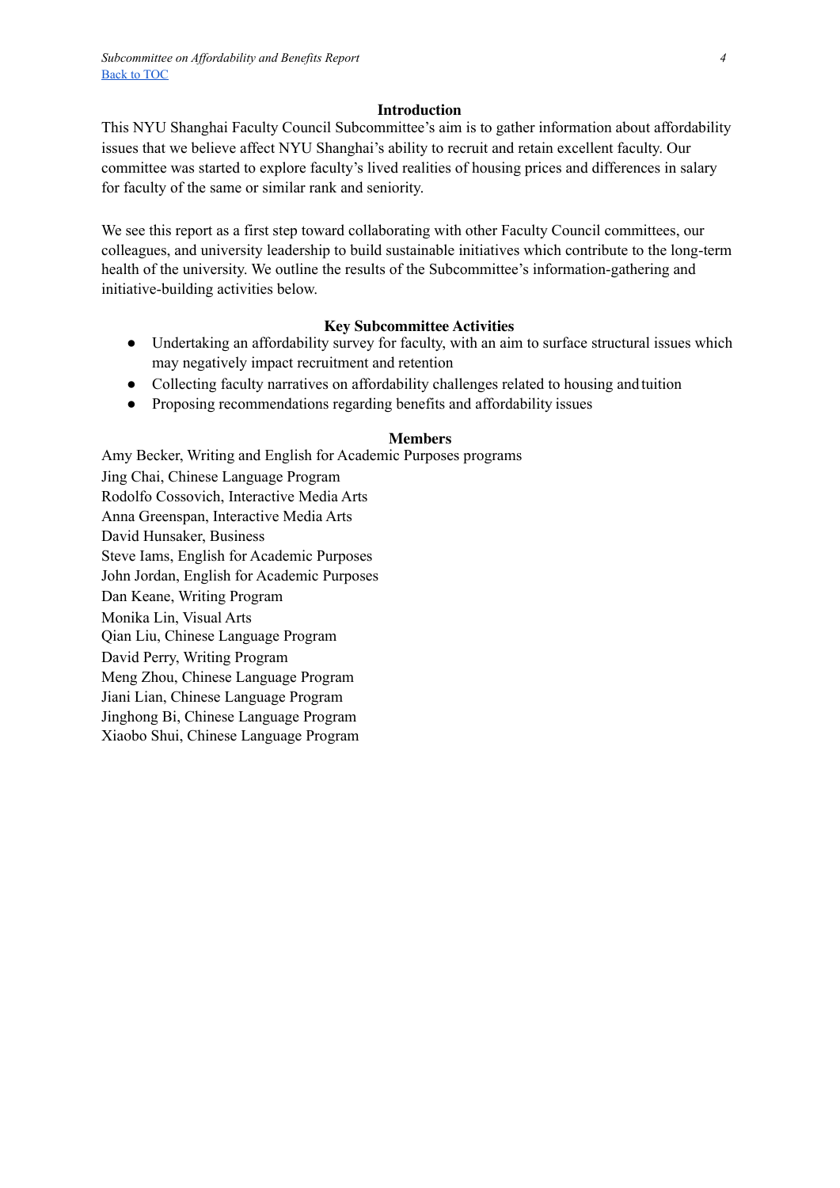## Introduction

This NYU Shanghai Faculty Council Subcommittee's aim is to gather information about affordability issues that we believe affect NYU Shanghai's ability to recruit and retain excellent faculty. Our committee was started to explore faculty's lived realities of housing prices and differences in salary for faculty of the same or similar rank and seniority.

We see this report as a first step toward collaborating with other Faculty Council committees, our colleagues, and university leadership to build sustainable initiatives which contribute to the long-term health of the university. We outline the results of the Subcommittee's information-gathering and initiative-building activities below.

## Key Subcommittee Activities

- Undertaking an affordability survey for faculty, with an aim to surface structural issues which may negatively impact recruitment and retention
- Collecting faculty narratives on affordability challenges related to housing and tuition
- Proposing recommendations regarding benefits and affordability issues

## Members

Amy Becker, Writing and English for Academic Purposes programs
Jing Chai, Chinese Language Program
Rodolfo Cossovich, Interactive Media Arts
Anna Greenspan, Interactive Media Arts
David Hunsaker, Business
Steve Iams, English for Academic Purposes
John Jordan, English for Academic Purposes
Dan Keane, Writing Program
Monika Lin, Visual Arts
Qian Liu, Chinese Language Program
David Perry, Writing Program
Meng Zhou, Chinese Language Program
Jiani Lian, Chinese Language Program
Jinghong Bi, Chinese Language Program
Xiaobo Shui, Chinese Language Program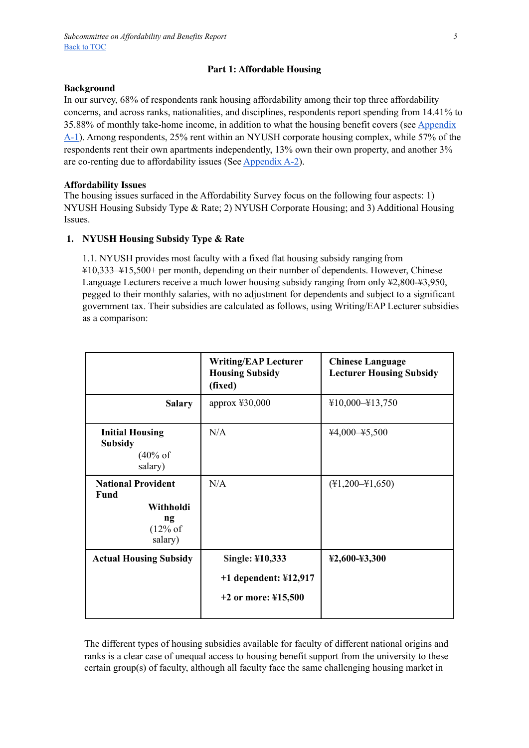## Part 1: Affordable Housing

### Background

In our survey, 68% of respondents rank housing affordability among their top three affordability concerns, and across ranks, nationalities, and disciplines, respondents report spending from 14.41% to 35.88% of monthly take-home income, in addition to what the housing benefit covers (see [Appendix A-1](#)). Among respondents, 25% rent within an NYUSH corporate housing complex, while 57% of the respondents rent their own apartments independently, 13% own their own property, and another 3% are co-renting due to affordability issues (See [Appendix A-2](#)).

### Affordability Issues

The housing issues surfaced in the Affordability Survey focus on the following four aspects: 1) NYUSH Housing Subsidy Type & Rate; 2) NYUSH Corporate Housing; and 3) Additional Housing Issues.

1. **NYUSH Housing Subsidy Type & Rate**

1.1. NYUSH provides most faculty with a fixed flat housing subsidy ranging from ¥10,333–¥15,500+ per month, depending on their number of dependents. However, Chinese Language Lecturers receive a much lower housing subsidy ranging from only ¥2,800-¥3,950, pegged to their monthly salaries, with no adjustment for dependents and subject to a significant government tax. Their subsidies are calculated as follows, using Writing/EAP Lecturer subsidies as a comparison:

| | **Writing/EAP Lecturer Housing Subsidy (fixed)** | **Chinese Language Lecturer Housing Subsidy** |
|---|---|---|
| **Salary** | approx ¥30,000 | ¥10,000–¥13,750 |
| **Initial Housing Subsidy** (40% of salary) | N/A | ¥4,000–¥5,500 |
| **National Provident Fund Withholding** (12% of salary) | N/A | (¥1,200–¥1,650) |
| **Actual Housing Subsidy** | **Single: ¥10,333**<br>**+1 dependent: ¥12,917**<br>**+2 or more: ¥15,500** | **¥2,600-¥3,300** |

The different types of housing subsidies available for faculty of different national origins and ranks is a clear case of unequal access to housing benefit support from the university to these certain group(s) of faculty, although all faculty face the same challenging housing market in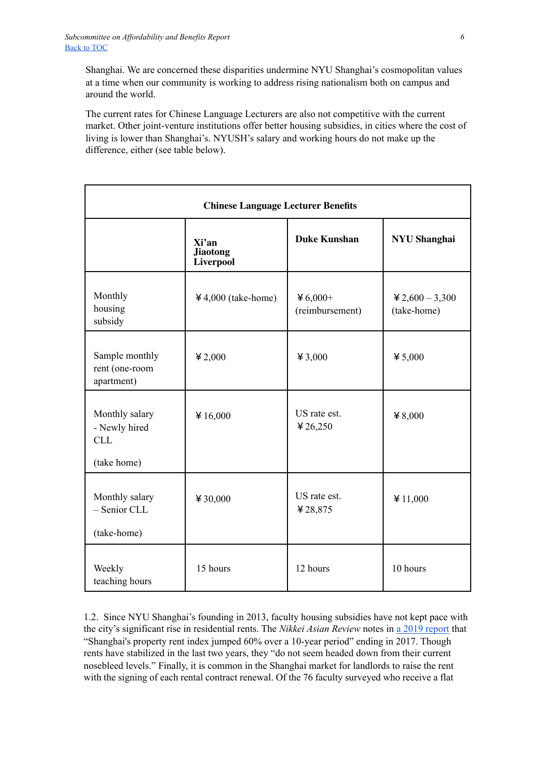Shanghai. We are concerned these disparities undermine NYU Shanghai's cosmopolitan values at a time when our community is working to address rising nationalism both on campus and around the world.

The current rates for Chinese Language Lecturers are also not competitive with the current market. Other joint-venture institutions offer better housing subsidies, in cities where the cost of living is lower than Shanghai's. NYUSH's salary and working hours do not make up the difference, either (see table below).

| **Chinese Language Lecturer Benefits** | | | |
|---|---|---|---|
| | **Xi'an Jiaotong Liverpool** | **Duke Kunshan** | **NYU Shanghai** |
| Monthly housing subsidy | ￥4,000 (take-home) | ￥6,000+ (reimbursement) | ￥2,600 – 3,300 (take-home) |
| Sample monthly rent (one-room apartment) | ￥2,000 | ￥3,000 | ￥5,000 |
| Monthly salary - Newly hired CLL (take home) | ￥16,000 | US rate est. ￥26,250 | ￥8,000 |
| Monthly salary – Senior CLL (take-home) | ￥30,000 | US rate est. ￥28,875 | ￥11,000 |
| Weekly teaching hours | 15 hours | 12 hours | 10 hours |

1.2. Since NYU Shanghai's founding in 2013, faculty housing subsidies have not kept pace with the city's significant rise in residential rents. The *Nikkei Asian Review* notes in [a 2019 report](#) that "Shanghai's property rent index jumped 60% over a 10-year period" ending in 2017. Though rents have stabilized in the last two years, they "do not seem headed down from their current nosebleed levels." Finally, it is common in the Shanghai market for landlords to raise the rent with the signing of each rental contract renewal. Of the 76 faculty surveyed who receive a flat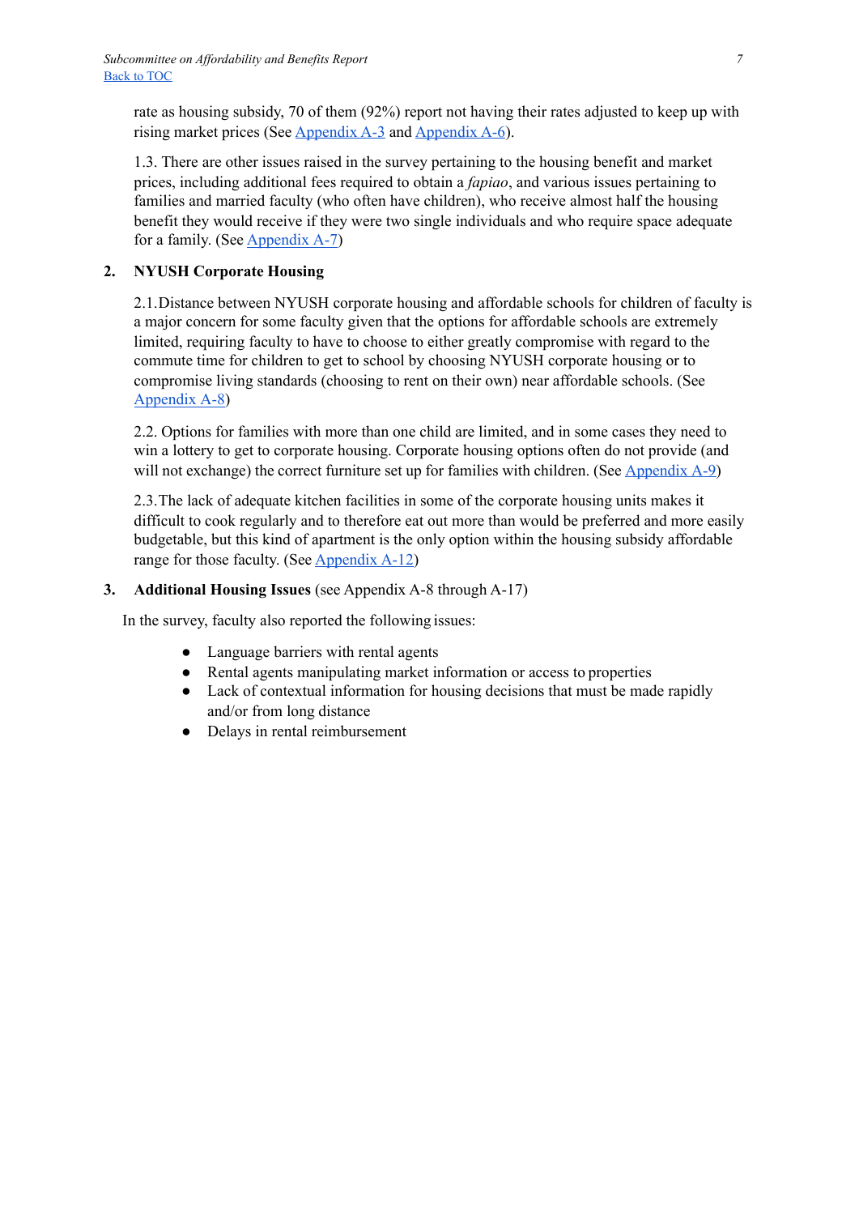rate as housing subsidy, 70 of them (92%) report not having their rates adjusted to keep up with rising market prices (See Appendix A-3 and Appendix A-6).

1.3. There are other issues raised in the survey pertaining to the housing benefit and market prices, including additional fees required to obtain a *fapiao*, and various issues pertaining to families and married faculty (who often have children), who receive almost half the housing benefit they would receive if they were two single individuals and who require space adequate for a family. (See Appendix A-7)

**2. NYUSH Corporate Housing**

2.1. Distance between NYUSH corporate housing and affordable schools for children of faculty is a major concern for some faculty given that the options for affordable schools are extremely limited, requiring faculty to have to choose to either greatly compromise with regard to the commute time for children to get to school by choosing NYUSH corporate housing or to compromise living standards (choosing to rent on their own) near affordable schools. (See Appendix A-8)

2.2. Options for families with more than one child are limited, and in some cases they need to win a lottery to get to corporate housing. Corporate housing options often do not provide (and will not exchange) the correct furniture set up for families with children. (See Appendix A-9)

2.3. The lack of adequate kitchen facilities in some of the corporate housing units makes it difficult to cook regularly and to therefore eat out more than would be preferred and more easily budgetable, but this kind of apartment is the only option within the housing subsidy affordable range for those faculty. (See Appendix A-12)

**3. Additional Housing Issues** (see Appendix A-8 through A-17)

In the survey, faculty also reported the following issues:

- Language barriers with rental agents
- Rental agents manipulating market information or access to properties
- Lack of contextual information for housing decisions that must be made rapidly and/or from long distance
- Delays in rental reimbursement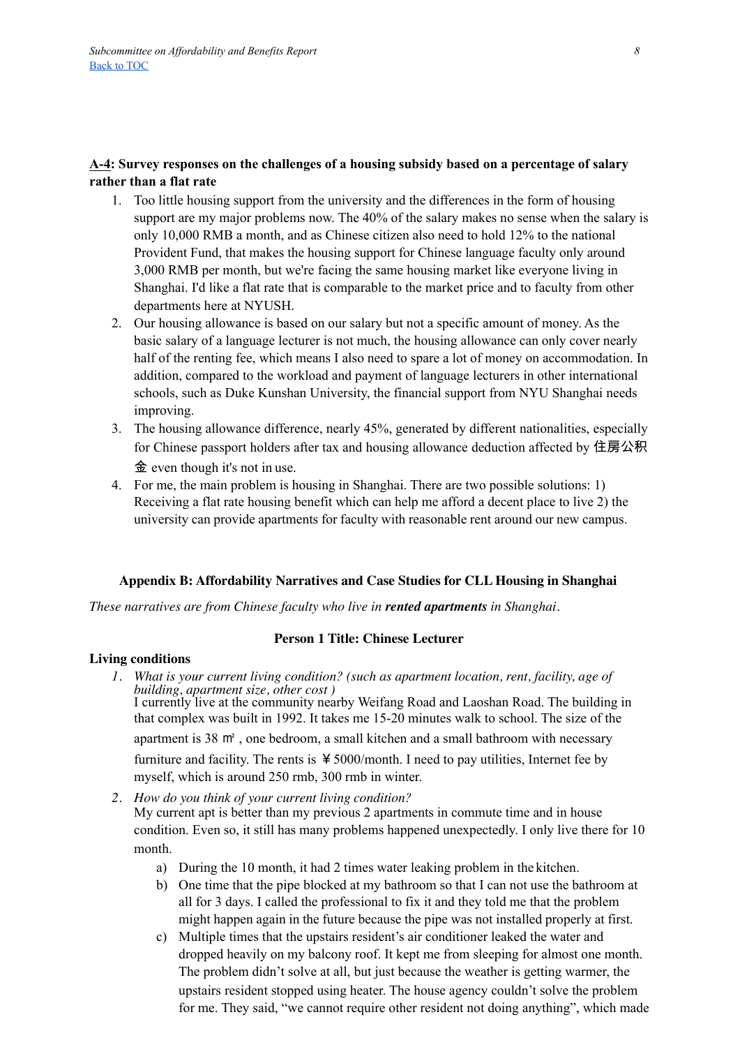**A-4: Survey responses on the challenges of a housing subsidy based on a percentage of salary rather than a flat rate**

1. Too little housing support from the university and the differences in the form of housing support are my major problems now. The 40% of the salary makes no sense when the salary is only 10,000 RMB a month, and as Chinese citizen also need to hold 12% to the national Provident Fund, that makes the housing support for Chinese language faculty only around 3,000 RMB per month, but we're facing the same housing market like everyone living in Shanghai. I'd like a flat rate that is comparable to the market price and to faculty from other departments here at NYUSH.
2. Our housing allowance is based on our salary but not a specific amount of money. As the basic salary of a language lecturer is not much, the housing allowance can only cover nearly half of the renting fee, which means I also need to spare a lot of money on accommodation. In addition, compared to the workload and payment of language lecturers in other international schools, such as Duke Kunshan University, the financial support from NYU Shanghai needs improving.
3. The housing allowance difference, nearly 45%, generated by different nationalities, especially for Chinese passport holders after tax and housing allowance deduction affected by 住房公积金 even though it's not in use.
4. For me, the main problem is housing in Shanghai. There are two possible solutions: 1) Receiving a flat rate housing benefit which can help me afford a decent place to live 2) the university can provide apartments for faculty with reasonable rent around our new campus.

## Appendix B: Affordability Narratives and Case Studies for CLL Housing in Shanghai

*These narratives are from Chinese faculty who live in* ***rented apartments*** *in Shanghai*.

### Person 1 Title: Chinese Lecturer

**Living conditions**

1. *What is your current living condition? (such as apartment location, rent, facility, age of building, apartment size, other cost )*
   I currently live at the community nearby Weifang Road and Laoshan Road. The building in that complex was built in 1992. It takes me 15-20 minutes walk to school. The size of the apartment is 38 ㎡ , one bedroom, a small kitchen and a small bathroom with necessary furniture and facility. The rents is ￥5000/month. I need to pay utilities, Internet fee by myself, which is around 250 rmb, 300 rmb in winter.
2. *How do you think of your current living condition?*
   My current apt is better than my previous 2 apartments in commute time and in house condition. Even so, it still has many problems happened unexpectedly. I only live there for 10 month.
   a) During the 10 month, it had 2 times water leaking problem in the kitchen.
   b) One time that the pipe blocked at my bathroom so that I can not use the bathroom at all for 3 days. I called the professional to fix it and they told me that the problem might happen again in the future because the pipe was not installed properly at first.
   c) Multiple times that the upstairs resident's air conditioner leaked the water and dropped heavily on my balcony roof. It kept me from sleeping for almost one month. The problem didn't solve at all, but just because the weather is getting warmer, the upstairs resident stopped using heater. The house agency couldn't solve the problem for me. They said, "we cannot require other resident not doing anything", which made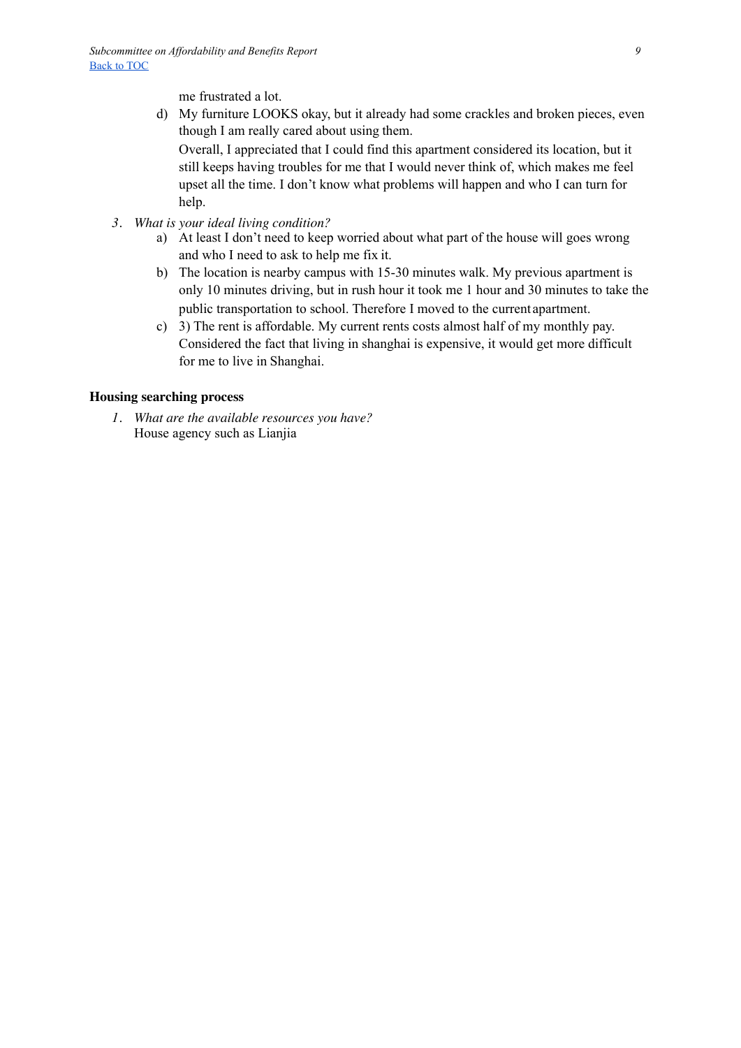me frustrated a lot.

d) My furniture LOOKS okay, but it already had some crackles and broken pieces, even though I am really cared about using them.

   Overall, I appreciated that I could find this apartment considered its location, but it still keeps having troubles for me that I would never think of, which makes me feel upset all the time. I don't know what problems will happen and who I can turn for help.

3. *What is your ideal living condition?*

   a) At least I don't need to keep worried about what part of the house will goes wrong and who I need to ask to help me fix it.

   b) The location is nearby campus with 15-30 minutes walk. My previous apartment is only 10 minutes driving, but in rush hour it took me 1 hour and 30 minutes to take the public transportation to school. Therefore I moved to the current apartment.

   c) 3) The rent is affordable. My current rents costs almost half of my monthly pay. Considered the fact that living in shanghai is expensive, it would get more difficult for me to live in Shanghai.

**Housing searching process**

1. *What are the available resources you have?*

   House agency such as Lianjia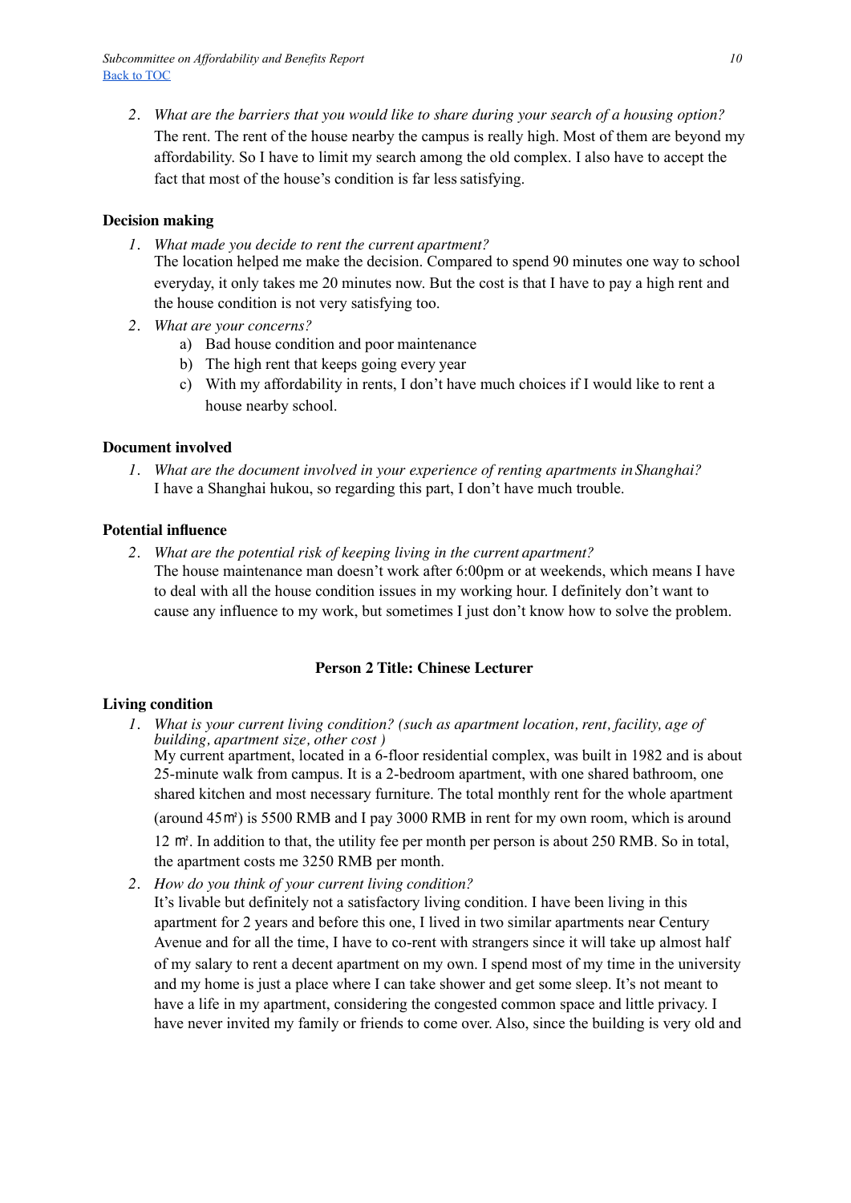2. *What are the barriers that you would like to share during your search of a housing option?*
   The rent. The rent of the house nearby the campus is really high. Most of them are beyond my affordability. So I have to limit my search among the old complex. I also have to accept the fact that most of the house's condition is far less satisfying.

**Decision making**

1. *What made you decide to rent the current apartment?*
   The location helped me make the decision. Compared to spend 90 minutes one way to school everyday, it only takes me 20 minutes now. But the cost is that I have to pay a high rent and the house condition is not very satisfying too.
2. *What are your concerns?*
   a) Bad house condition and poor maintenance
   b) The high rent that keeps going every year
   c) With my affordability in rents, I don't have much choices if I would like to rent a house nearby school.

**Document involved**

1. *What are the document involved in your experience of renting apartments in Shanghai?*
   I have a Shanghai hukou, so regarding this part, I don't have much trouble.

**Potential influence**

2. *What are the potential risk of keeping living in the current apartment?*
   The house maintenance man doesn't work after 6:00pm or at weekends, which means I have to deal with all the house condition issues in my working hour. I definitely don't want to cause any influence to my work, but sometimes I just don't know how to solve the problem.

**Person 2 Title: Chinese Lecturer**

**Living condition**

1. *What is your current living condition? (such as apartment location, rent, facility, age of building, apartment size, other cost )*
   My current apartment, located in a 6-floor residential complex, was built in 1982 and is about 25-minute walk from campus. It is a 2-bedroom apartment, with one shared bathroom, one shared kitchen and most necessary furniture. The total monthly rent for the whole apartment (around 45㎡) is 5500 RMB and I pay 3000 RMB in rent for my own room, which is around 12 ㎡. In addition to that, the utility fee per month per person is about 250 RMB. So in total, the apartment costs me 3250 RMB per month.
2. *How do you think of your current living condition?*
   It's livable but definitely not a satisfactory living condition. I have been living in this apartment for 2 years and before this one, I lived in two similar apartments near Century Avenue and for all the time, I have to co-rent with strangers since it will take up almost half of my salary to rent a decent apartment on my own. I spend most of my time in the university and my home is just a place where I can take shower and get some sleep. It's not meant to have a life in my apartment, considering the congested common space and little privacy. I have never invited my family or friends to come over. Also, since the building is very old and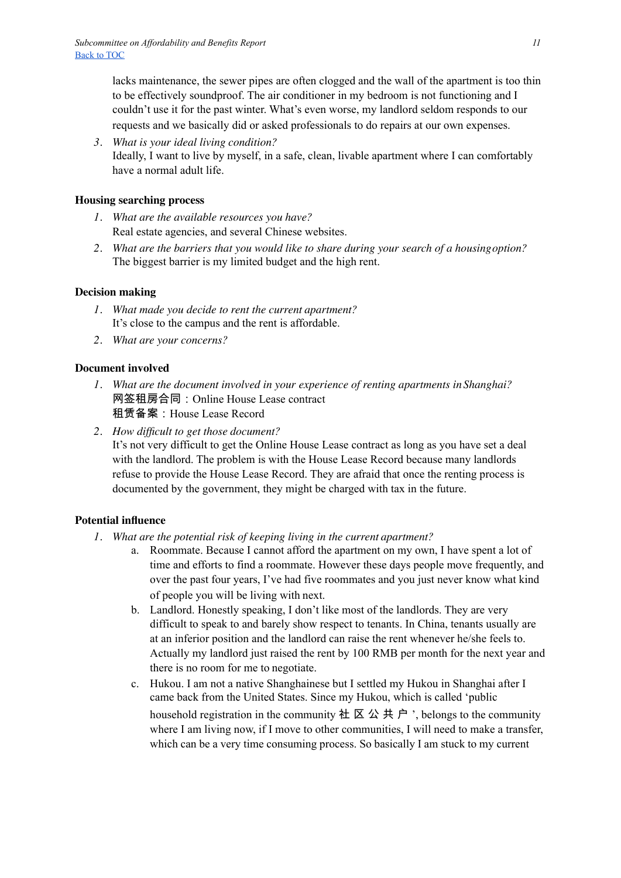lacks maintenance, the sewer pipes are often clogged and the wall of the apartment is too thin to be effectively soundproof. The air conditioner in my bedroom is not functioning and I couldn't use it for the past winter. What's even worse, my landlord seldom responds to our requests and we basically did or asked professionals to do repairs at our own expenses.

3. *What is your ideal living condition?*
   Ideally, I want to live by myself, in a safe, clean, livable apartment where I can comfortably have a normal adult life.

**Housing searching process**

1. *What are the available resources you have?*
   Real estate agencies, and several Chinese websites.
2. *What are the barriers that you would like to share during your search of a housing option?*
   The biggest barrier is my limited budget and the high rent.

**Decision making**

1. *What made you decide to rent the current apartment?*
   It's close to the campus and the rent is affordable.
2. *What are your concerns?*

**Document involved**

1. *What are the document involved in your experience of renting apartments in Shanghai?*
   网签租房合同：Online House Lease contract
   租赁备案：House Lease Record
2. *How difficult to get those document?*
   It's not very difficult to get the Online House Lease contract as long as you have set a deal with the landlord. The problem is with the House Lease Record because many landlords refuse to provide the House Lease Record. They are afraid that once the renting process is documented by the government, they might be charged with tax in the future.

**Potential influence**

1. *What are the potential risk of keeping living in the current apartment?*
   a. Roommate. Because I cannot afford the apartment on my own, I have spent a lot of time and efforts to find a roommate. However these days people move frequently, and over the past four years, I've had five roommates and you just never know what kind of people you will be living with next.
   b. Landlord. Honestly speaking, I don't like most of the landlords. They are very difficult to speak to and barely show respect to tenants. In China, tenants usually are at an inferior position and the landlord can raise the rent whenever he/she feels to. Actually my landlord just raised the rent by 100 RMB per month for the next year and there is no room for me to negotiate.
   c. Hukou. I am not a native Shanghainese but I settled my Hukou in Shanghai after I came back from the United States. Since my Hukou, which is called 'public household registration in the community 社区公共户', belongs to the community where I am living now, if I move to other communities, I will need to make a transfer, which can be a very time consuming process. So basically I am stuck to my current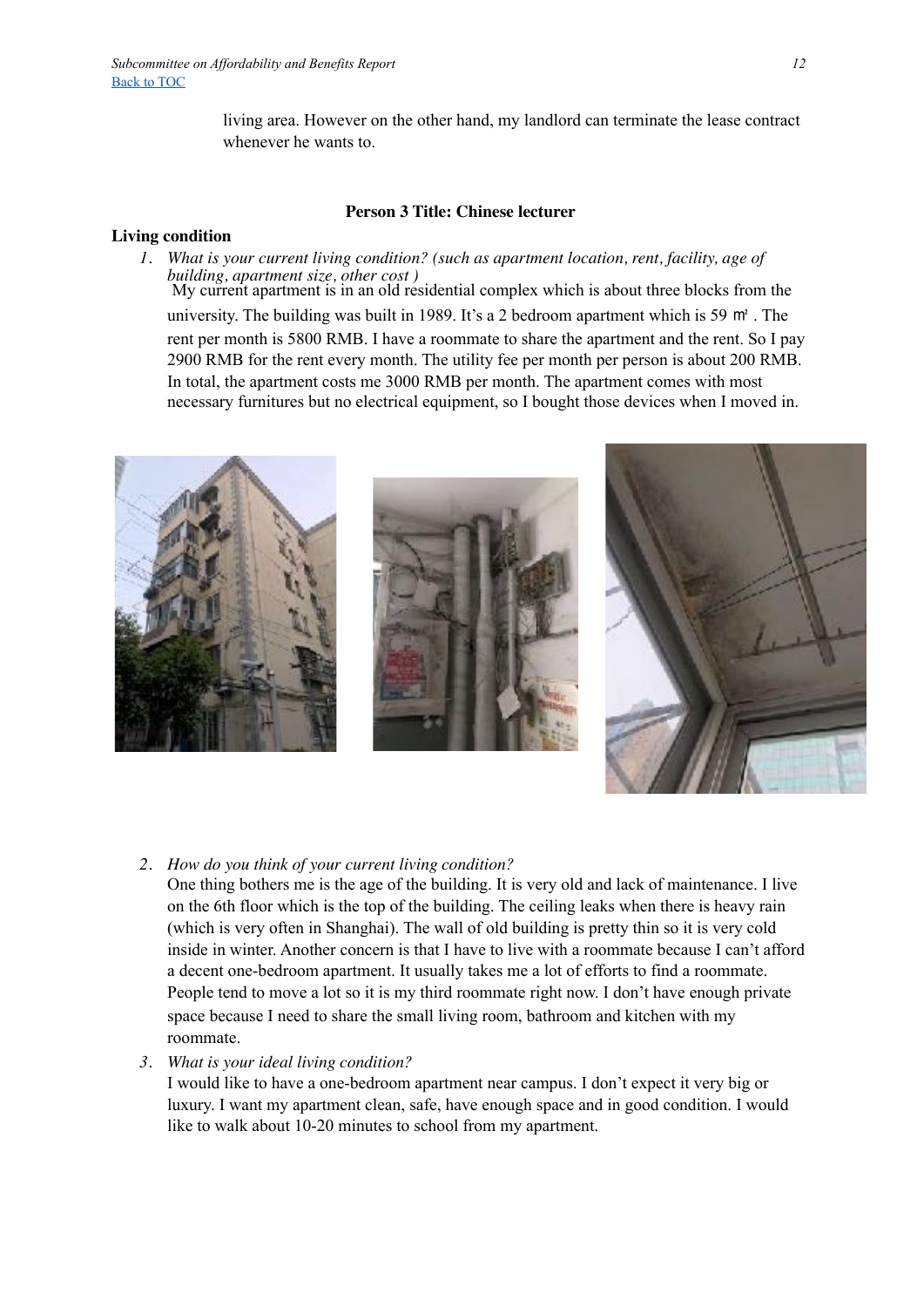living area. However on the other hand, my landlord can terminate the lease contract whenever he wants to.

**Person 3 Title: Chinese lecturer**

**Living condition**

1. *What is your current living condition? (such as apartment location, rent, facility, age of building, apartment size, other cost )*
   My current apartment is in an old residential complex which is about three blocks from the university. The building was built in 1989. It's a 2 bedroom apartment which is 59 ㎡ . The rent per month is 5800 RMB. I have a roommate to share the apartment and the rent. So I pay 2900 RMB for the rent every month. The utility fee per month per person is about 200 RMB. In total, the apartment costs me 3000 RMB per month. The apartment comes with most necessary furnitures but no electrical equipment, so I bought those devices when I moved in.

2. *How do you think of your current living condition?*
   One thing bothers me is the age of the building. It is very old and lack of maintenance. I live on the 6th floor which is the top of the building. The ceiling leaks when there is heavy rain (which is very often in Shanghai). The wall of old building is pretty thin so it is very cold inside in winter. Another concern is that I have to live with a roommate because I can't afford a decent one-bedroom apartment. It usually takes me a lot of efforts to find a roommate. People tend to move a lot so it is my third roommate right now. I don't have enough private space because I need to share the small living room, bathroom and kitchen with my roommate.

3. *What is your ideal living condition?*
   I would like to have a one-bedroom apartment near campus. I don't expect it very big or luxury. I want my apartment clean, safe, have enough space and in good condition. I would like to walk about 10-20 minutes to school from my apartment.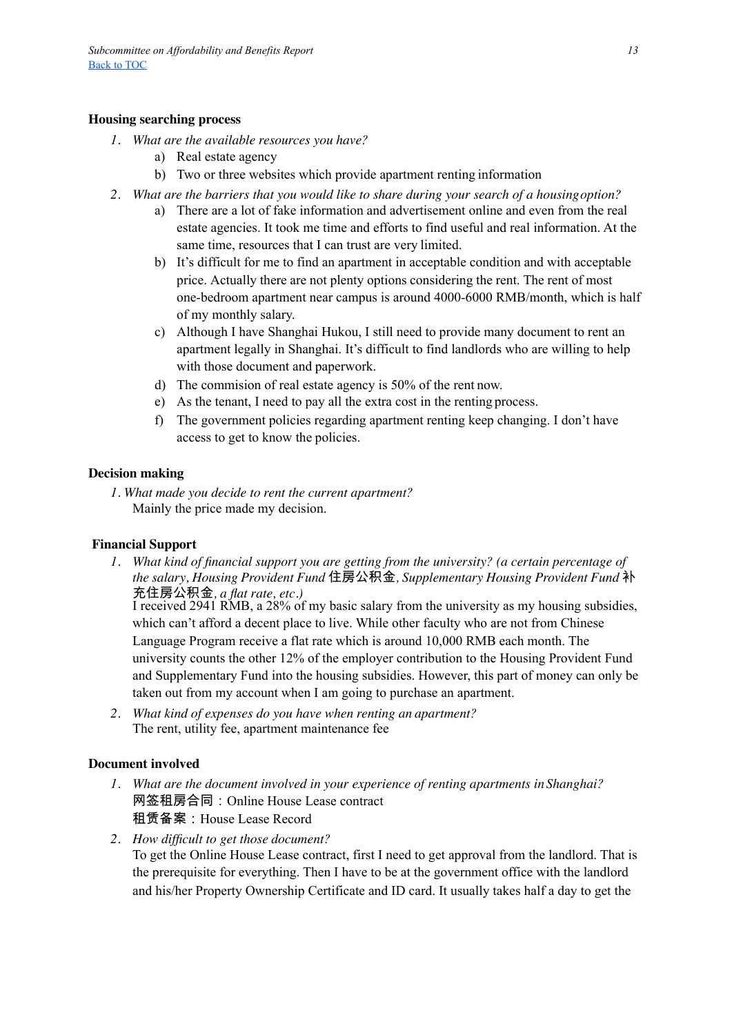**Housing searching process**

1. *What are the available resources you have?*
   a) Real estate agency
   b) Two or three websites which provide apartment renting information
2. *What are the barriers that you would like to share during your search of a housing option?*
   a) There are a lot of fake information and advertisement online and even from the real estate agencies. It took me time and efforts to find useful and real information. At the same time, resources that I can trust are very limited.
   b) It's difficult for me to find an apartment in acceptable condition and with acceptable price. Actually there are not plenty options considering the rent. The rent of most one-bedroom apartment near campus is around 4000-6000 RMB/month, which is half of my monthly salary.
   c) Although I have Shanghai Hukou, I still need to provide many document to rent an apartment legally in Shanghai. It's difficult to find landlords who are willing to help with those document and paperwork.
   d) The commision of real estate agency is 50% of the rent now.
   e) As the tenant, I need to pay all the extra cost in the renting process.
   f) The government policies regarding apartment renting keep changing. I don't have access to get to know the policies.

**Decision making**

1. *What made you decide to rent the current apartment?*
   Mainly the price made my decision.

**Financial Support**

1. *What kind of financial support you are getting from the university? (a certain percentage of the salary, Housing Provident Fund* 住房公积金*, Supplementary Housing Provident Fund* 补充住房公积金*, a flat rate, etc.)*
   I received 2941 RMB, a 28% of my basic salary from the university as my housing subsidies, which can't afford a decent place to live. While other faculty who are not from Chinese Language Program receive a flat rate which is around 10,000 RMB each month. The university counts the other 12% of the employer contribution to the Housing Provident Fund and Supplementary Fund into the housing subsidies. However, this part of money can only be taken out from my account when I am going to purchase an apartment.
2. *What kind of expenses do you have when renting an apartment?*
   The rent, utility fee, apartment maintenance fee

**Document involved**

1. *What are the document involved in your experience of renting apartments in Shanghai?*
   网签租房合同：Online House Lease contract
   租赁备案：House Lease Record
2. *How difficult to get those document?*
   To get the Online House Lease contract, first I need to get approval from the landlord. That is the prerequisite for everything. Then I have to be at the government office with the landlord and his/her Property Ownership Certificate and ID card. It usually takes half a day to get the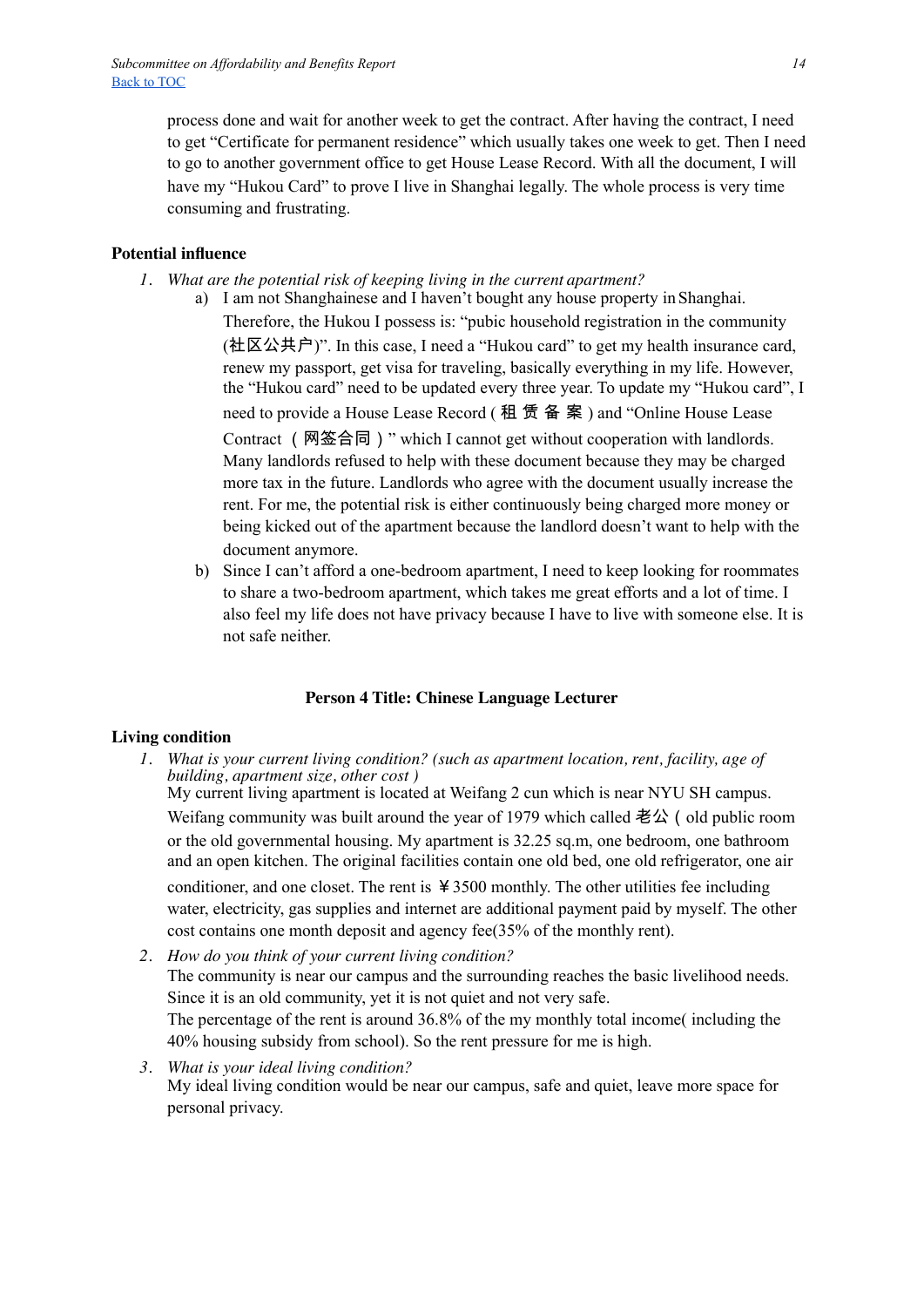process done and wait for another week to get the contract. After having the contract, I need to get "Certificate for permanent residence" which usually takes one week to get. Then I need to go to another government office to get House Lease Record. With all the document, I will have my "Hukou Card" to prove I live in Shanghai legally. The whole process is very time consuming and frustrating.

**Potential influence**

1. *What are the potential risk of keeping living in the current apartment?*
   a) I am not Shanghainese and I haven't bought any house property in Shanghai. Therefore, the Hukou I possess is: "pubic household registration in the community (社区公共户)". In this case, I need a "Hukou card" to get my health insurance card, renew my passport, get visa for traveling, basically everything in my life. However, the "Hukou card" need to be updated every three year. To update my "Hukou card", I need to provide a House Lease Record ( 租 赁 备 案 ) and "Online House Lease Contract （网签合同）" which I cannot get without cooperation with landlords. Many landlords refused to help with these document because they may be charged more tax in the future. Landlords who agree with the document usually increase the rent. For me, the potential risk is either continuously being charged more money or being kicked out of the apartment because the landlord doesn't want to help with the document anymore.
   b) Since I can't afford a one-bedroom apartment, I need to keep looking for roommates to share a two-bedroom apartment, which takes me great efforts and a lot of time. I also feel my life does not have privacy because I have to live with someone else. It is not safe neither.

**Person 4 Title: Chinese Language Lecturer**

**Living condition**

1. *What is your current living condition? (such as apartment location, rent, facility, age of building, apartment size, other cost )*
   My current living apartment is located at Weifang 2 cun which is near NYU SH campus. Weifang community was built around the year of 1979 which called 老公（old public room or the old governmental housing. My apartment is 32.25 sq.m, one bedroom, one bathroom and an open kitchen. The original facilities contain one old bed, one old refrigerator, one air conditioner, and one closet. The rent is ￥3500 monthly. The other utilities fee including water, electricity, gas supplies and internet are additional payment paid by myself. The other cost contains one month deposit and agency fee(35% of the monthly rent).
2. *How do you think of your current living condition?*
   The community is near our campus and the surrounding reaches the basic livelihood needs. Since it is an old community, yet it is not quiet and not very safe.
   The percentage of the rent is around 36.8% of the my monthly total income( including the 40% housing subsidy from school). So the rent pressure for me is high.
3. *What is your ideal living condition?*
   My ideal living condition would be near our campus, safe and quiet, leave more space for personal privacy.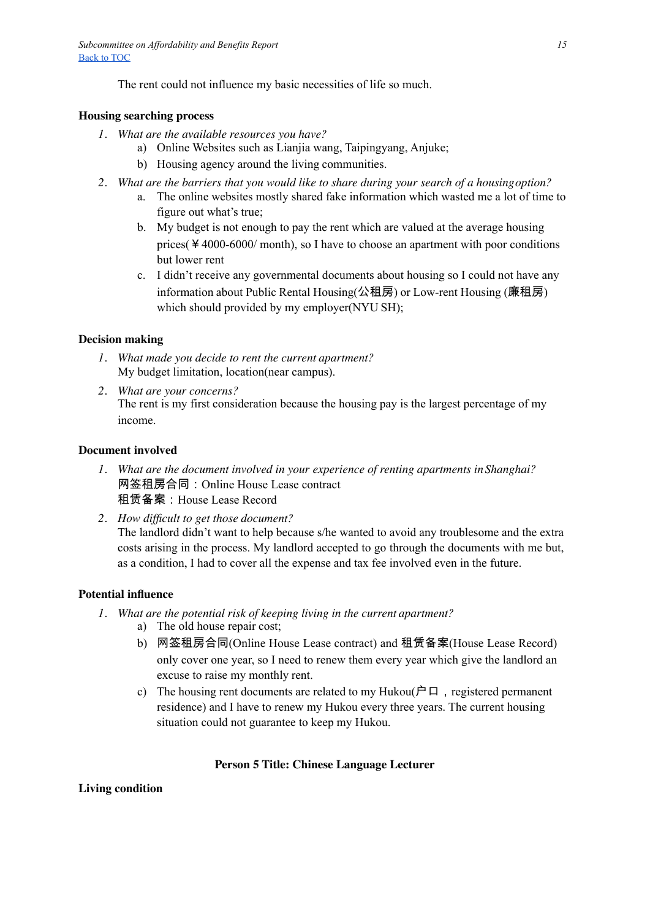The rent could not influence my basic necessities of life so much.

**Housing searching process**

1. *What are the available resources you have?*
    a) Online Websites such as Lianjia wang, Taipingyang, Anjuke;
    b) Housing agency around the living communities.
2. *What are the barriers that you would like to share during your search of a housing option?*
    a. The online websites mostly shared fake information which wasted me a lot of time to figure out what's true;
    b. My budget is not enough to pay the rent which are valued at the average housing prices(￥4000-6000/ month), so I have to choose an apartment with poor conditions but lower rent
    c. I didn't receive any governmental documents about housing so I could not have any information about Public Rental Housing(公租房) or Low-rent Housing (廉租房) which should provided by my employer(NYU SH);

**Decision making**

1. *What made you decide to rent the current apartment?*
   My budget limitation, location(near campus).
2. *What are your concerns?*
   The rent is my first consideration because the housing pay is the largest percentage of my income.

**Document involved**

1. *What are the document involved in your experience of renting apartments in Shanghai?*
   网签租房合同：Online House Lease contract
   租赁备案：House Lease Record
2. *How difficult to get those document?*
   The landlord didn't want to help because s/he wanted to avoid any troublesome and the extra costs arising in the process. My landlord accepted to go through the documents with me but, as a condition, I had to cover all the expense and tax fee involved even in the future.

**Potential influence**

1. *What are the potential risk of keeping living in the current apartment?*
    a) The old house repair cost;
    b) 网签租房合同(Online House Lease contract) and 租赁备案(House Lease Record) only cover one year, so I need to renew them every year which give the landlord an excuse to raise my monthly rent.
    c) The housing rent documents are related to my Hukou(户口，registered permanent residence) and I have to renew my Hukou every three years. The current housing situation could not guarantee to keep my Hukou.

**Person 5 Title: Chinese Language Lecturer**

**Living condition**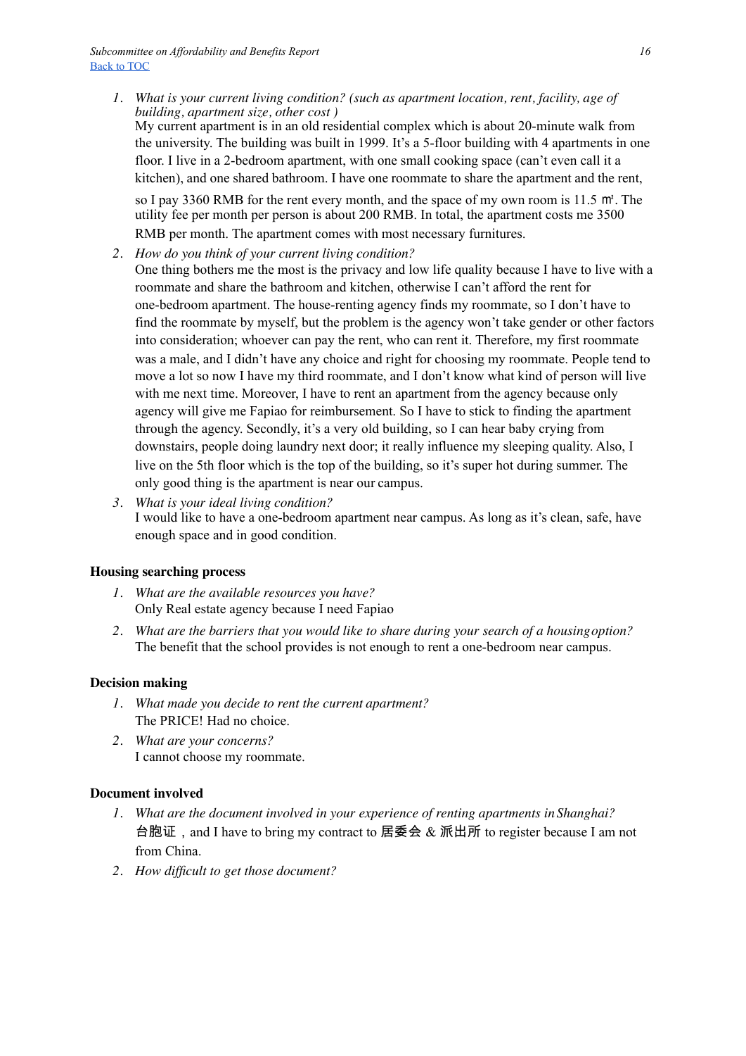1. *What is your current living condition? (such as apartment location, rent, facility, age of building, apartment size, other cost )*
   My current apartment is in an old residential complex which is about 20-minute walk from the university. The building was built in 1999. It's a 5-floor building with 4 apartments in one floor. I live in a 2-bedroom apartment, with one small cooking space (can't even call it a kitchen), and one shared bathroom. I have one roommate to share the apartment and the rent, so I pay 3360 RMB for the rent every month, and the space of my own room is 11.5 ㎡. The utility fee per month per person is about 200 RMB. In total, the apartment costs me 3500 RMB per month. The apartment comes with most necessary furnitures.
2. *How do you think of your current living condition?*
   One thing bothers me the most is the privacy and low life quality because I have to live with a roommate and share the bathroom and kitchen, otherwise I can't afford the rent for one-bedroom apartment. The house-renting agency finds my roommate, so I don't have to find the roommate by myself, but the problem is the agency won't take gender or other factors into consideration; whoever can pay the rent, who can rent it. Therefore, my first roommate was a male, and I didn't have any choice and right for choosing my roommate. People tend to move a lot so now I have my third roommate, and I don't know what kind of person will live with me next time. Moreover, I have to rent an apartment from the agency because only agency will give me Fapiao for reimbursement. So I have to stick to finding the apartment through the agency. Secondly, it's a very old building, so I can hear baby crying from downstairs, people doing laundry next door; it really influence my sleeping quality. Also, I live on the 5th floor which is the top of the building, so it's super hot during summer. The only good thing is the apartment is near our campus.
3. *What is your ideal living condition?*
   I would like to have a one-bedroom apartment near campus. As long as it's clean, safe, have enough space and in good condition.

**Housing searching process**

1. *What are the available resources you have?*
   Only Real estate agency because I need Fapiao
2. *What are the barriers that you would like to share during your search of a housing option?*
   The benefit that the school provides is not enough to rent a one-bedroom near campus.

**Decision making**

1. *What made you decide to rent the current apartment?*
   The PRICE! Had no choice.
2. *What are your concerns?*
   I cannot choose my roommate.

**Document involved**

1. *What are the document involved in your experience of renting apartments in Shanghai?*
   台胞证，and I have to bring my contract to 居委会 & 派出所 to register because I am not from China.
2. *How difficult to get those document?*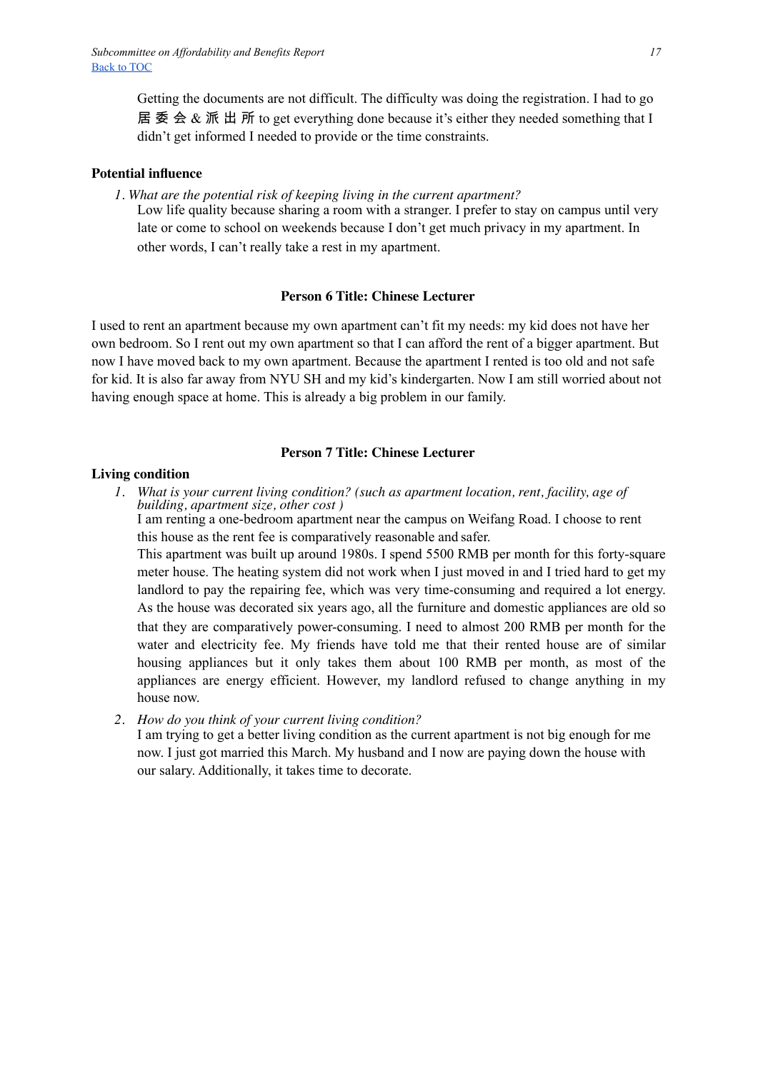Getting the documents are not difficult. The difficulty was doing the registration. I had to go 居委会 & 派出所 to get everything done because it's either they needed something that I didn't get informed I needed to provide or the time constraints.

**Potential influence**

1. *What are the potential risk of keeping living in the current apartment?*
   Low life quality because sharing a room with a stranger. I prefer to stay on campus until very late or come to school on weekends because I don't get much privacy in my apartment. In other words, I can't really take a rest in my apartment.

**Person 6 Title: Chinese Lecturer**

I used to rent an apartment because my own apartment can't fit my needs: my kid does not have her own bedroom. So I rent out my own apartment so that I can afford the rent of a bigger apartment. But now I have moved back to my own apartment. Because the apartment I rented is too old and not safe for kid. It is also far away from NYU SH and my kid's kindergarten. Now I am still worried about not having enough space at home. This is already a big problem in our family.

**Person 7 Title: Chinese Lecturer**

**Living condition**

1. *What is your current living condition? (such as apartment location, rent, facility, age of building, apartment size, other cost )*
   I am renting a one-bedroom apartment near the campus on Weifang Road. I choose to rent this house as the rent fee is comparatively reasonable and safer.
   This apartment was built up around 1980s. I spend 5500 RMB per month for this forty-square meter house. The heating system did not work when I just moved in and I tried hard to get my landlord to pay the repairing fee, which was very time-consuming and required a lot energy. As the house was decorated six years ago, all the furniture and domestic appliances are old so that they are comparatively power-consuming. I need to almost 200 RMB per month for the water and electricity fee. My friends have told me that their rented house are of similar housing appliances but it only takes them about 100 RMB per month, as most of the appliances are energy efficient. However, my landlord refused to change anything in my house now.
2. *How do you think of your current living condition?*
   I am trying to get a better living condition as the current apartment is not big enough for me now. I just got married this March. My husband and I now are paying down the house with our salary. Additionally, it takes time to decorate.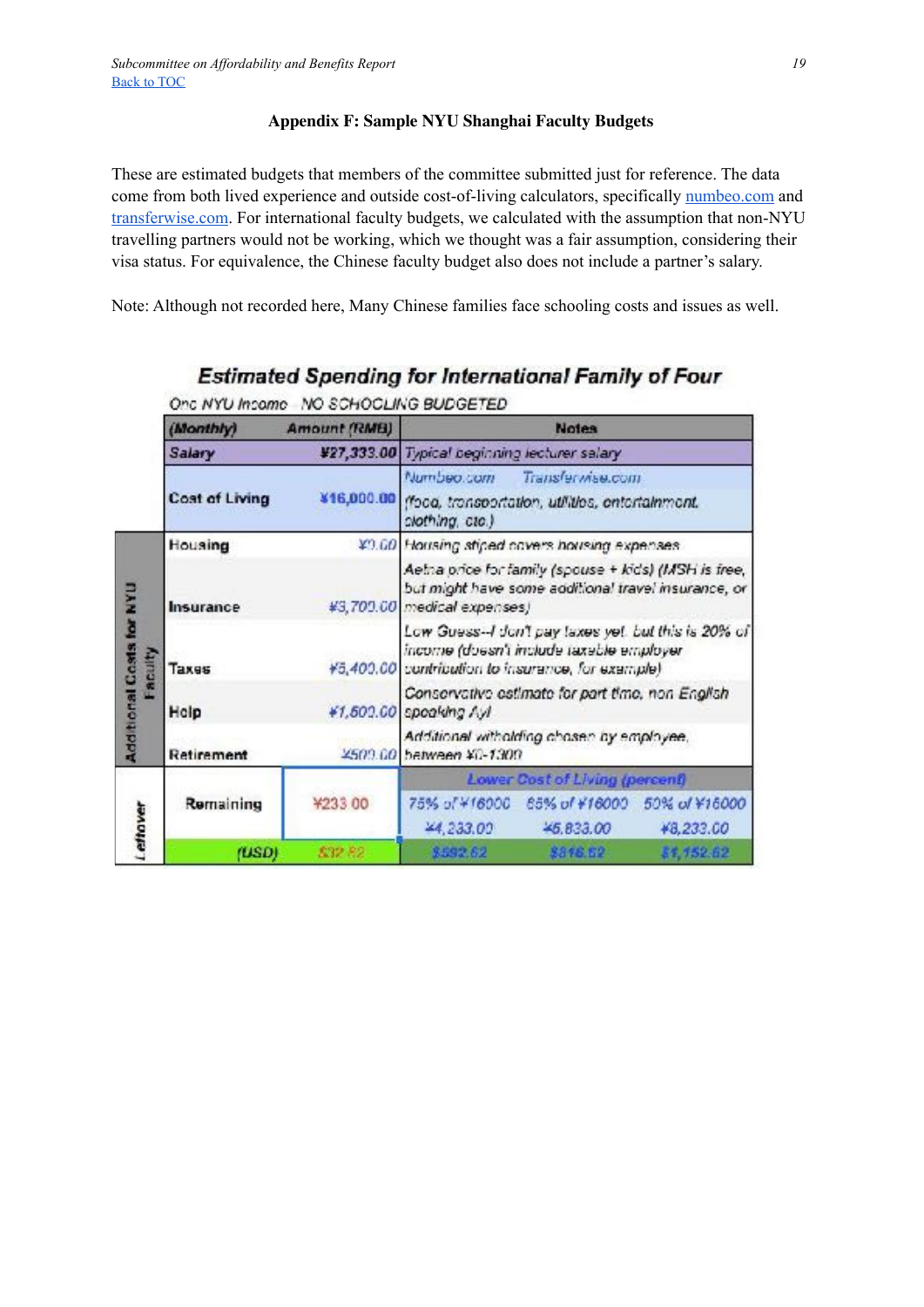**Appendix F: Sample NYU Shanghai Faculty Budgets**

These are estimated budgets that members of the committee submitted just for reference. The data come from both lived experience and outside cost-of-living calculators, specifically numbeo.com and transferwise.com. For international faculty budgets, we calculated with the assumption that non-NYU travelling partners would not be working, which we thought was a fair assumption, considering their visa status. For equivalence, the Chinese faculty budget also does not include a partner's salary.

Note: Although not recorded here, Many Chinese families face schooling costs and issues as well.

**Estimated Spending for International Family of Four**

One NYU Income    NO SCHOOLING BUDGETED

| | (Monthly) | Amount (RMB) | Notes | | |
|---|---|---|---|---|---|
| | Salary | ¥27,333.00 | Typical beginning lecturer salary | | |
| | Cost of Living | ¥16,000.00 | Numbeo.com Transferwise.com (food, transportation, utilities, entertainment, clothing, etc.) | | |
| Additional Costs for NYU Faculty | Housing | ¥0.00 | Housing stipend covers housing expenses | | |
| | Insurance | ¥3,700.00 | Aetna price for family (spouse + kids) (MSH is free, but might have some additional travel insurance, or medical expenses) | | |
| | Taxes | ¥5,400.00 | Low Guess--I don't pay taxes yet, but this is 20% of income (doesn't include taxable employer contribution to insurance, for example) | | |
| | Help | ¥1,600.00 | Conservative estimate for part time, non English speaking Ayi | | |
| | Retirement | ¥500.00 | Additional witholding chosen by employee, between ¥0-1300 | | |
| Leftover | | | Lower Cost of Living (percent) | | |
| | Remaining | ¥233.00 | 75% of ¥16000 | 65% of ¥16000 | 50% of ¥16000 |
| | | | ¥4,233.00 | ¥5,833.00 | ¥8,233.00 |
| | (USD) | $32.82 | $592.62 | $816.62 | $1,152.62 |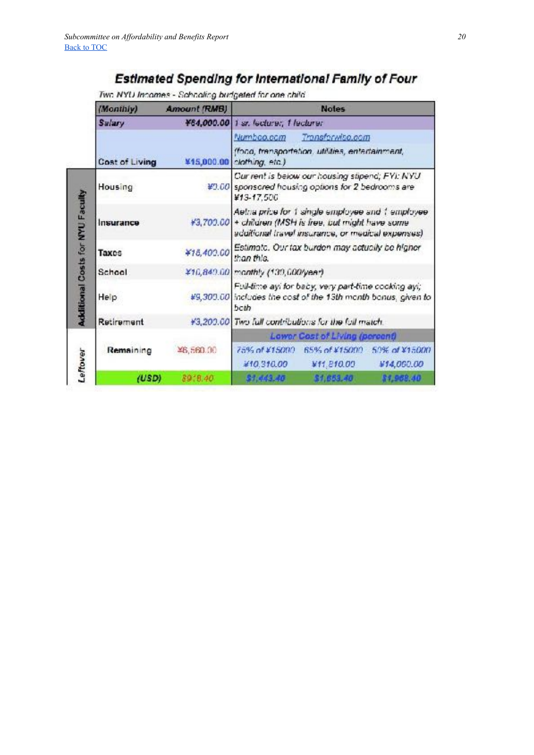## Estimated Spending for International Family of Four

*Two NYU Incomes - Schooling budgeted for one child*

| | (Monthly) | Amount (RMB) | Notes | | |
|---|---|---|---|---|---|
| | Salary | ¥84,000.00 | 1 sr. lecturer, 1 lecturer | | |
| | Cost of Living | ¥15,000.00 | Numbeo.com Transferwise.com (food, transportation, utilities, entertainment, clothing, etc.) | | |
| Additional Costs for NYU Faculty | Housing | ¥0.00 | Our rent is below our housing stipend; FYI: NYU sponsored housing options for 2 bedrooms are ¥13-17,500 | | |
| Additional Costs for NYU Faculty | Insurance | ¥3,700.00 | Aetna price for 1 single employee and 1 employee + children (MSH is free, but might have some additional travel insurance, or medical expenses) | | |
| Additional Costs for NYU Faculty | Taxes | ¥16,400.00 | Estimate. Our tax burden may actually be higher than this. | | |
| Additional Costs for NYU Faculty | School | ¥10,840.00 | monthly (130,000/year) | | |
| Additional Costs for NYU Faculty | Help | ¥9,300.00 | Full-time ayi for baby, very part-time cooking ayi; includes the cost of the 13th month bonus, given to both | | |
| Additional Costs for NYU Faculty | Retirement | ¥3,200.00 | Two full contributions for the full match. | | |
| Leftover | | | Lower Cost of Living (percent) | | |
| Leftover | Remaining | ¥6,560.00 | 75% of ¥15000 | 65% of ¥15000 | 50% of ¥15000 |
| Leftover | | | ¥10,310.00 | ¥11,810.00 | ¥14,060.00 |
| Leftover | (USD) | $918.40 | $1,443.40 | $1,653.40 | $1,968.40 |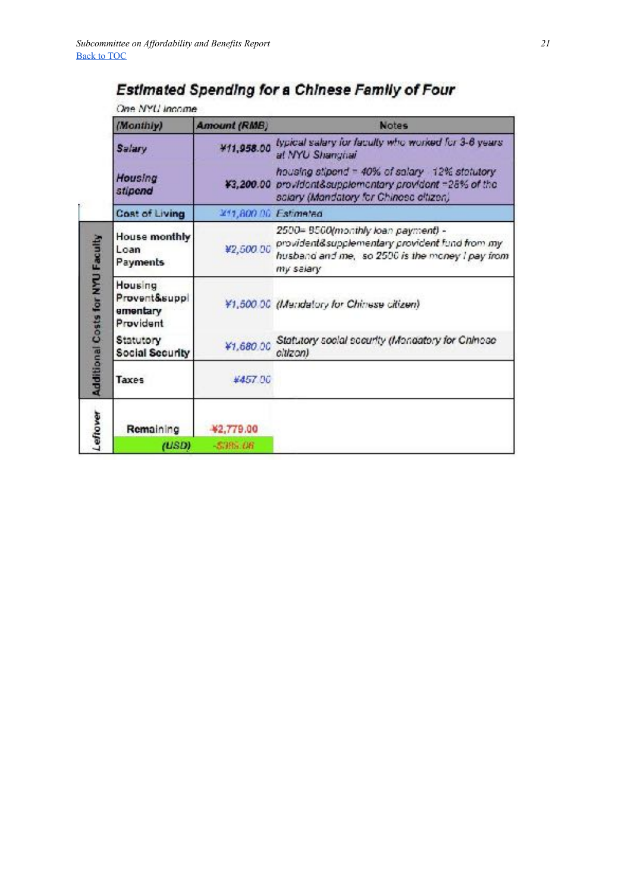## Estimated Spending for a Chinese Family of Four

One NYU income

| | (Monthly) | Amount (RMB) | Notes |
|---|---|---|---|
| | Salary | ¥11,958.00 | typical salary for faculty who worked for 3-6 years at NYU Shanghai |
| | Housing stipend | ¥3,200.00 | housing stipend = 40% of salary - 12% statutory provident&supplementary provident =28% of the salary (Mandatory for Chinese citizen) |
| | Cost of Living | ¥11,800.00 | Estimated |
| Additional Costs for NYU Faculty | House monthly Loan Payments | ¥2,500.00 | 2500= 8500(monthly loan payment) - provident&supplementary provident fund from my husband and me, so 2500 is the money I pay from my salary |
| | Housing Provent&supplementary Provident | ¥1,500.00 | (Mandatory for Chinese citizen) |
| | Statutory Social Security | ¥1,680.00 | Statutory social security (Mandatory for Chinese citizen) |
| | Taxes | ¥457.00 | |
| Leftover | Remaining | -¥2,779.00 | |
| | (USD) | -$385.06 | |